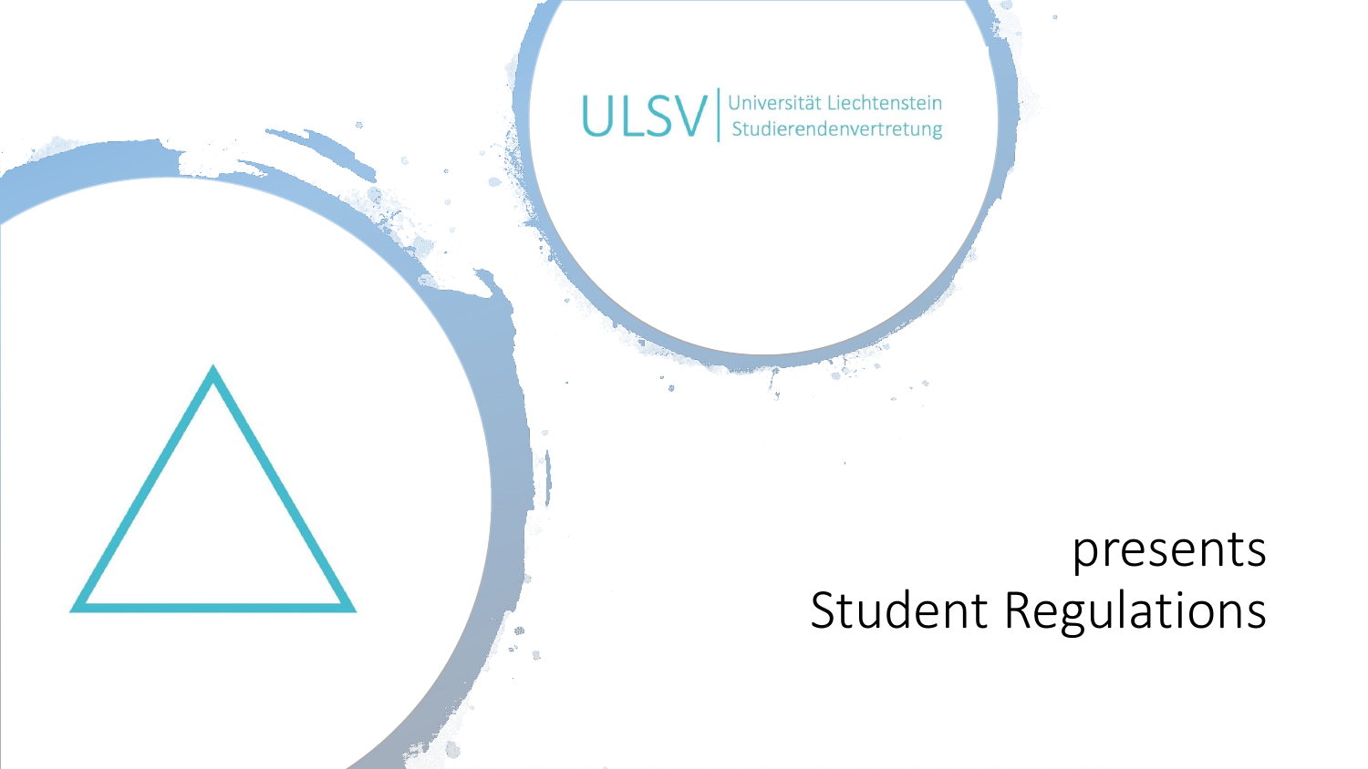ULSV | Universität Liechtenstein Studierendenvertretung

# presents Student Regulations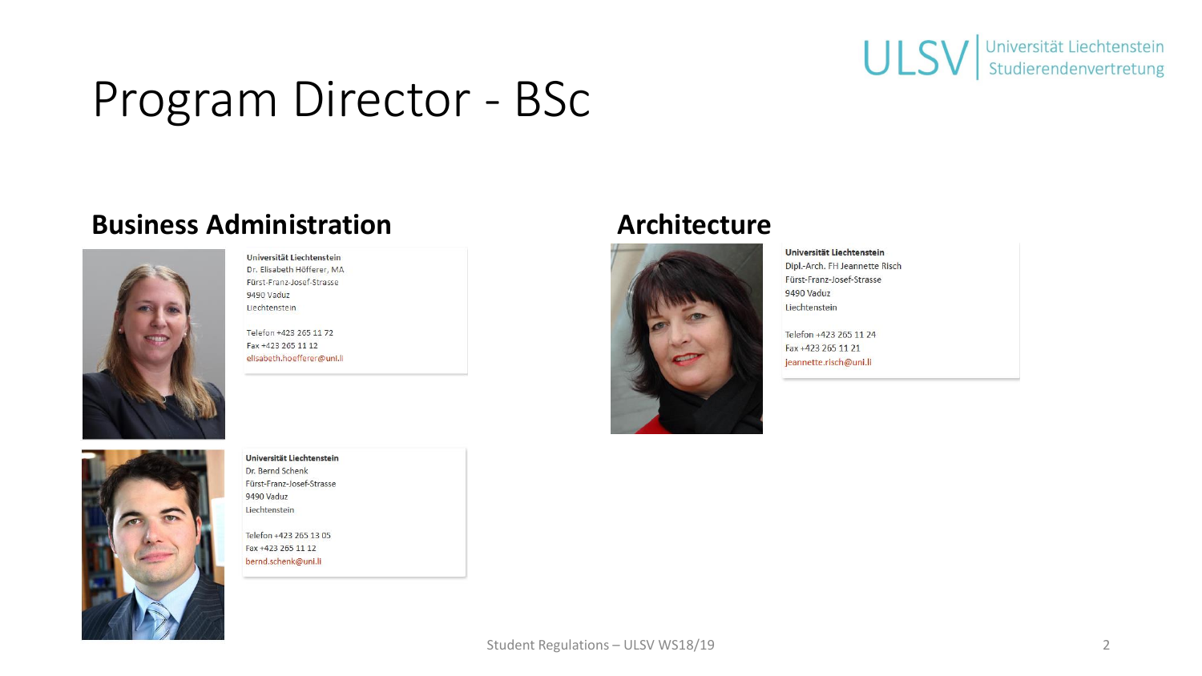# Program Director - BSc

## Business Administration

**Universität Liechtenstein**
Dr. Elisabeth Höfferer, MA
Fürst-Franz-Josef-Strasse
9490 Vaduz
Liechtenstein

Telefon +423 265 11 72
Fax +423 265 11 12
elisabeth.hoefferer@uni.li

**Universität Liechtenstein**
Dr. Bernd Schenk
Fürst-Franz-Josef-Strasse
9490 Vaduz
Liechtenstein

Telefon +423 265 13 05
Fax +423 265 11 12
bernd.schenk@uni.li

## Architecture

**Universität Liechtenstein**
Dipl.-Arch. FH Jeannette Risch
Fürst-Franz-Josef-Strasse
9490 Vaduz
Liechtenstein

Telefon +423 265 11 24
Fax +423 265 11 21
jeannette.risch@uni.li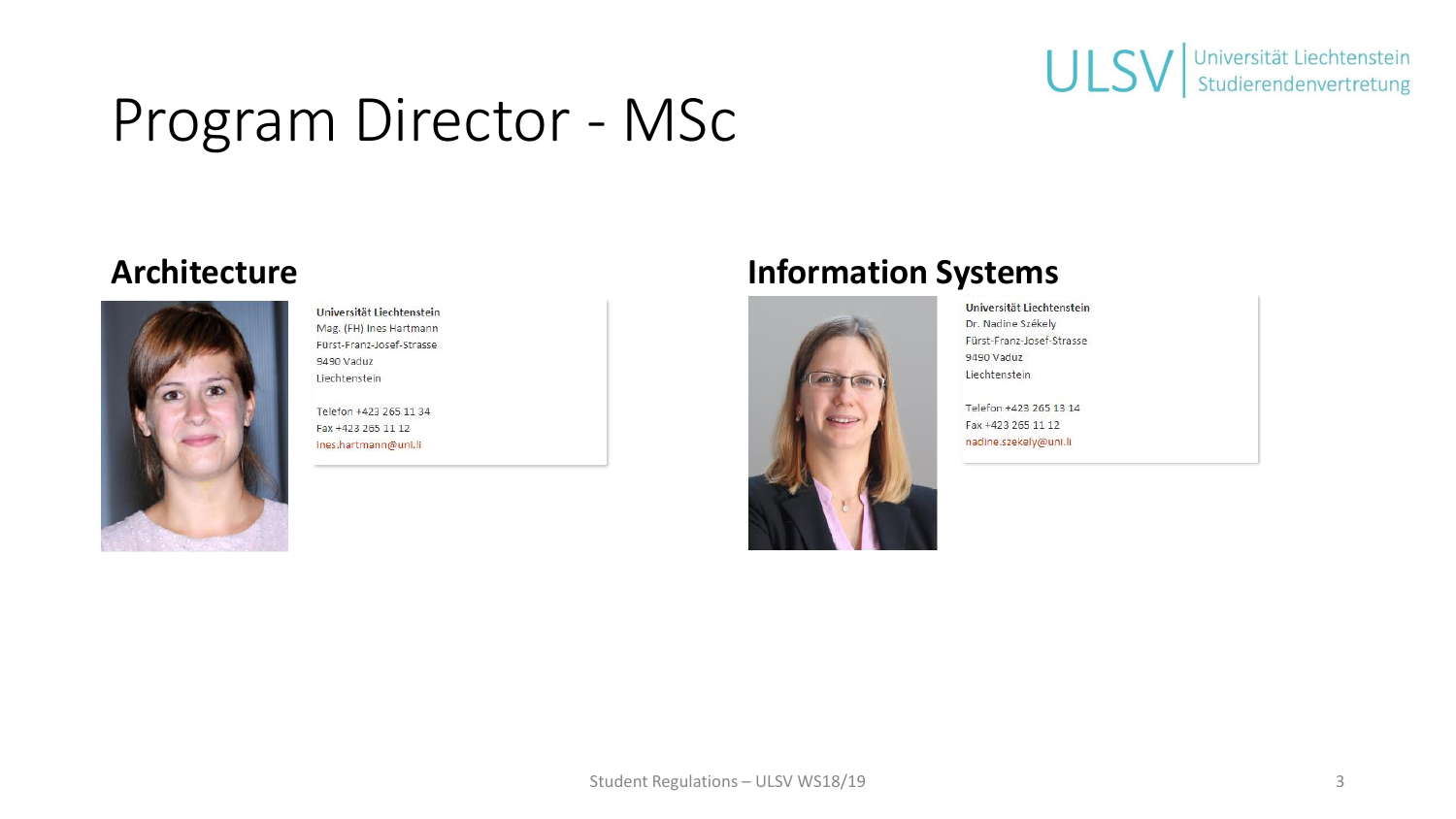# Program Director - MSc

## Architecture

**Universität Liechtenstein**
Mag. (FH) Ines Hartmann
Fürst-Franz-Josef-Strasse
9490 Vaduz
Liechtenstein

Telefon +423 265 11 34
Fax +423 265 11 12
ines.hartmann@uni.li

## Information Systems

**Universität Liechtenstein**
Dr. Nadine Székely
Fürst-Franz-Josef-Strasse
9490 Vaduz
Liechtenstein

Telefon +423 265 13 14
Fax +423 265 11 12
nadine.szekely@uni.li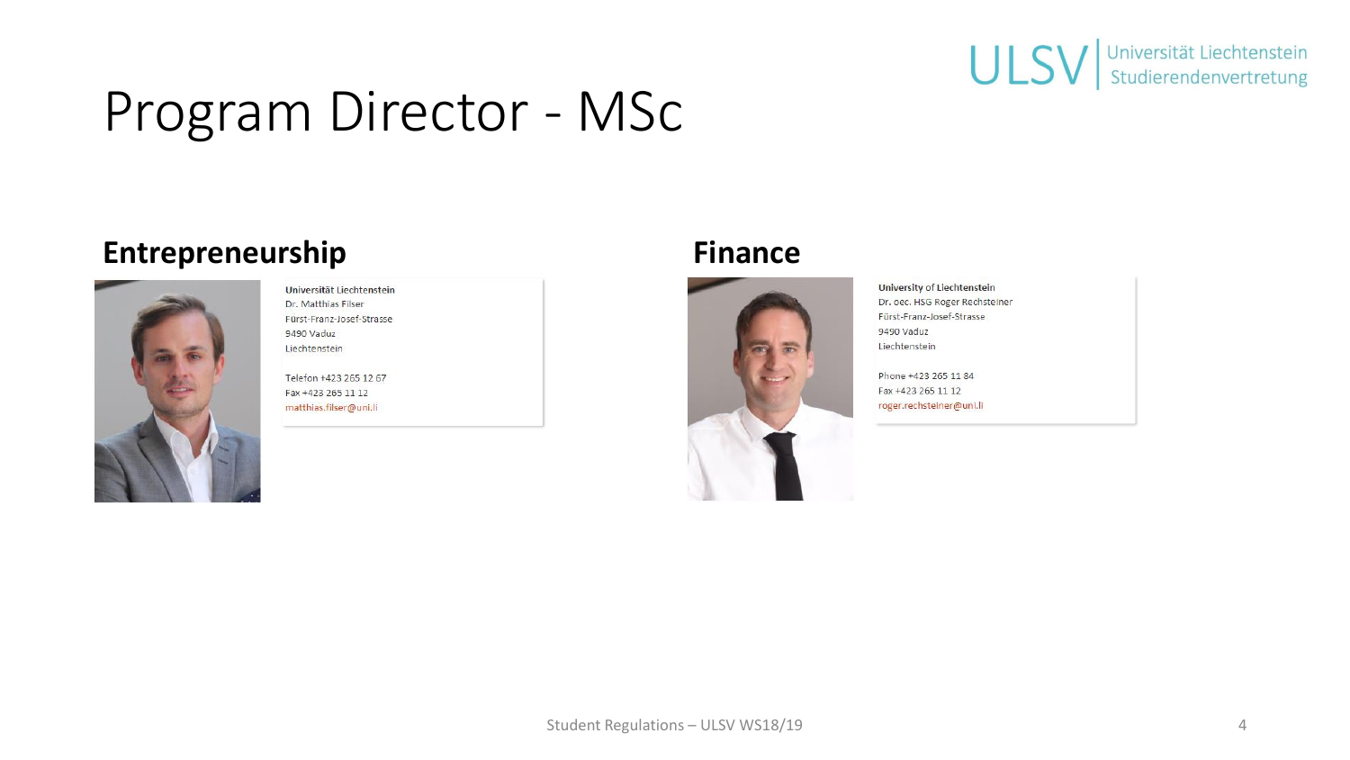# Program Director - MSc

## Entrepreneurship

**Universität Liechtenstein**
Dr. Matthias Filser
Fürst-Franz-Josef-Strasse
9490 Vaduz
Liechtenstein

Telefon +423 265 12 67
Fax +423 265 11 12
matthias.filser@uni.li

## Finance

**University of Liechtenstein**
Dr. oec. HSG Roger Rechsteiner
Fürst-Franz-Josef-Strasse
9490 Vaduz
Liechtenstein

Phone +423 265 11 84
Fax +423 265 11 12
roger.rechsteiner@uni.li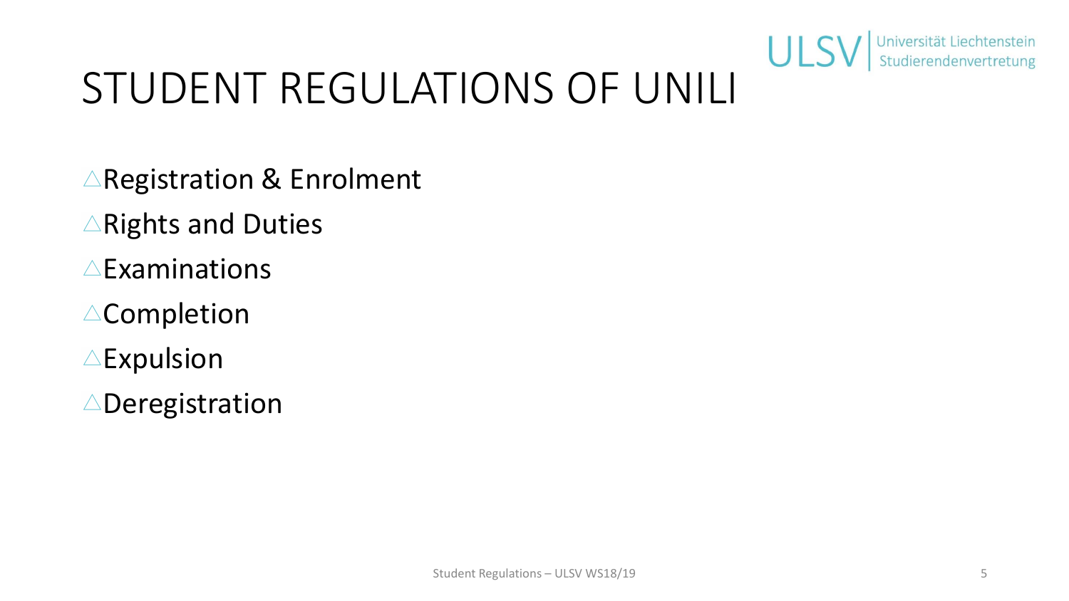# STUDENT REGULATIONS OF UNILI

- Registration & Enrolment
- Rights and Duties
- Examinations
- Completion
- Expulsion
- Deregistration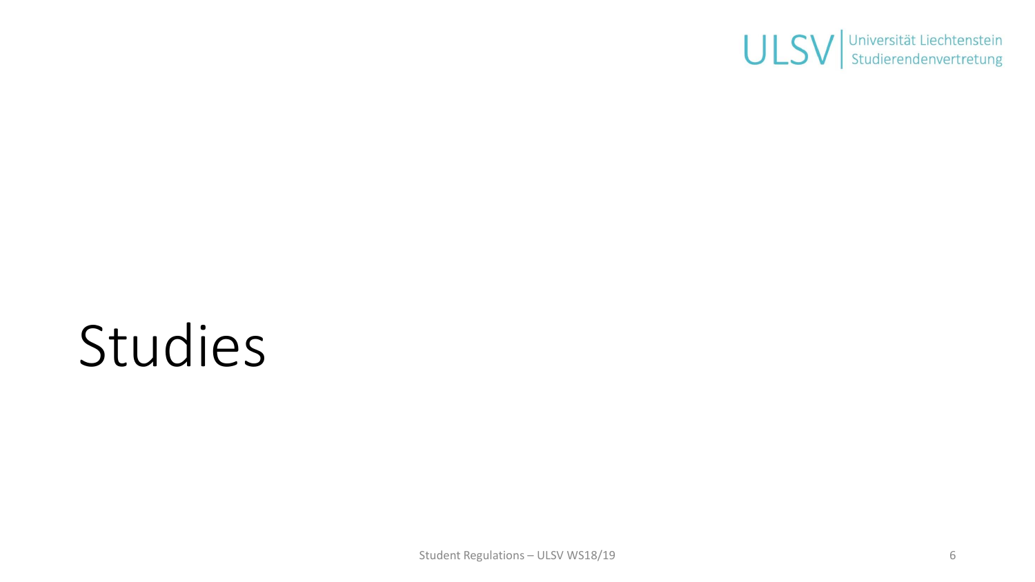# Studies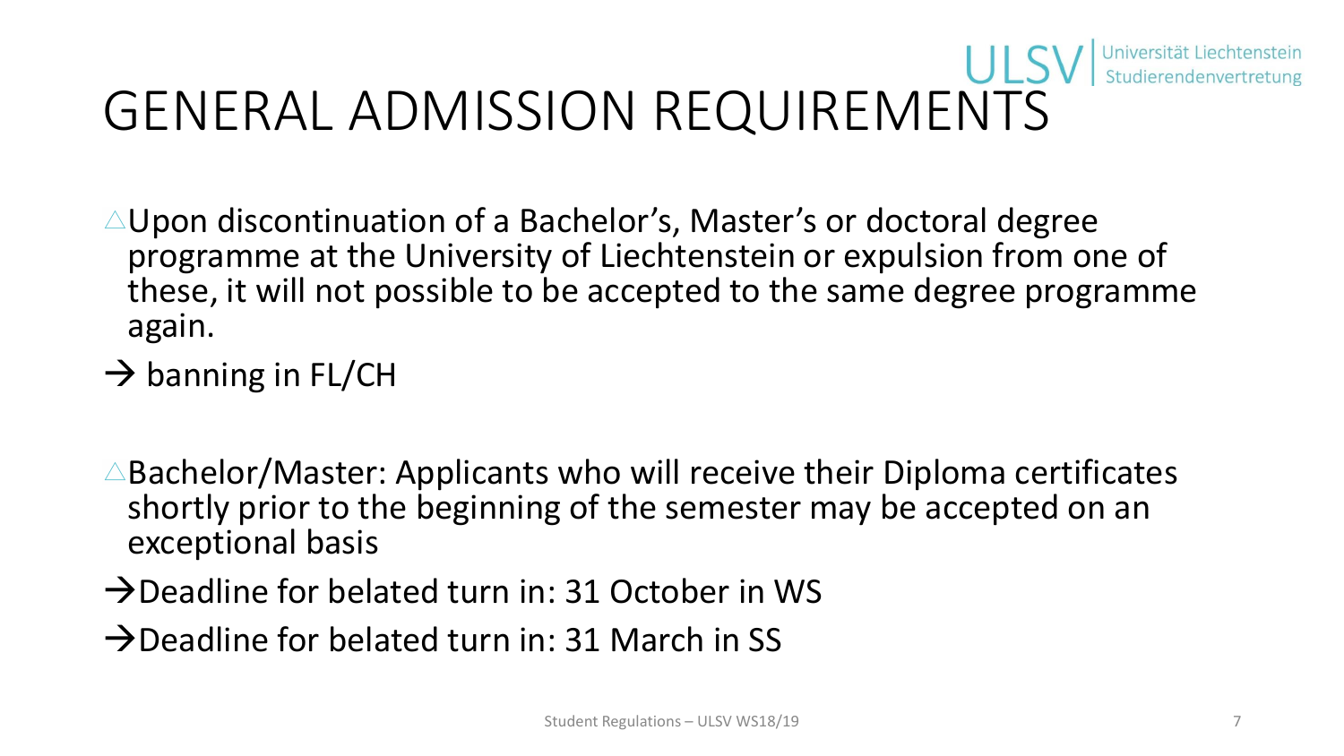# GENERAL ADMISSION REQUIREMENTS

- Upon discontinuation of a Bachelor's, Master's or doctoral degree programme at the University of Liechtenstein or expulsion from one of these, it will not possible to be accepted to the same degree programme again.

→ banning in FL/CH

- Bachelor/Master: Applicants who will receive their Diploma certificates shortly prior to the beginning of the semester may be accepted on an exceptional basis

→ Deadline for belated turn in: 31 October in WS

→ Deadline for belated turn in: 31 March in SS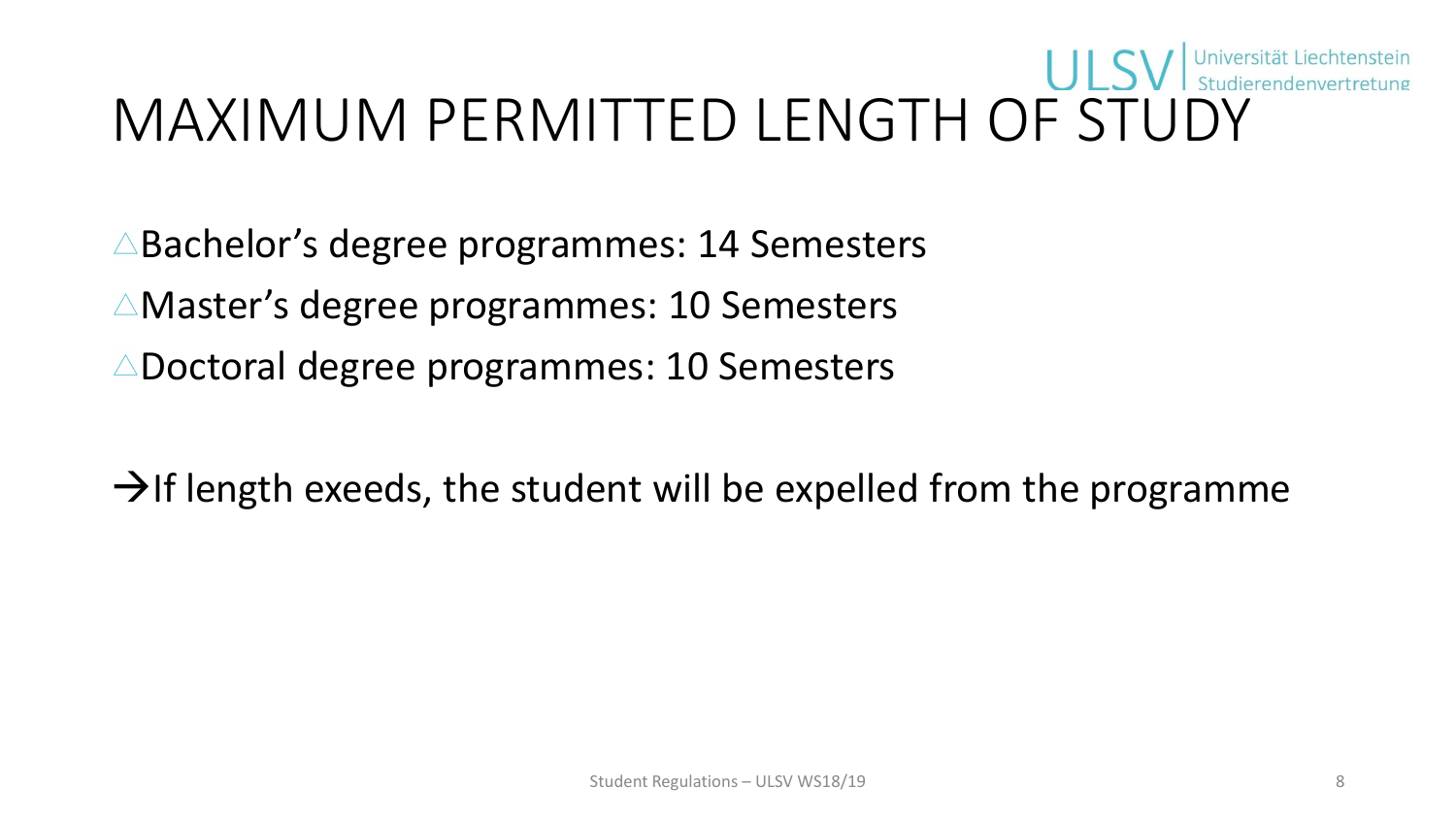# MAXIMUM PERMITTED LENGTH OF STUDY

- Bachelor's degree programmes: 14 Semesters
- Master's degree programmes: 10 Semesters
- Doctoral degree programmes: 10 Semesters

→ If length exeeds, the student will be expelled from the programme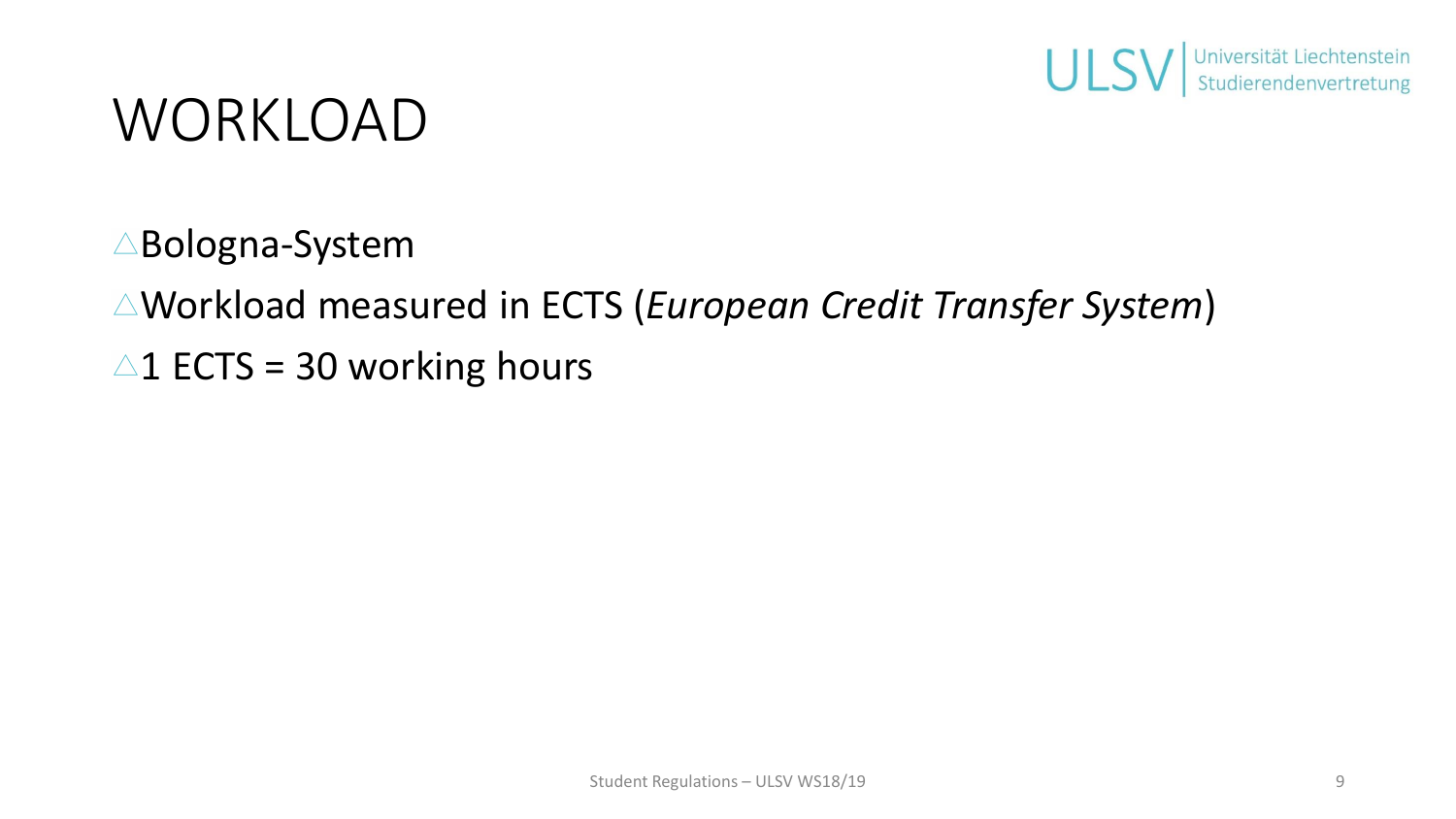# WORKLOAD

- Bologna-System
- Workload measured in ECTS (*European Credit Transfer System*)
- 1 ECTS = 30 working hours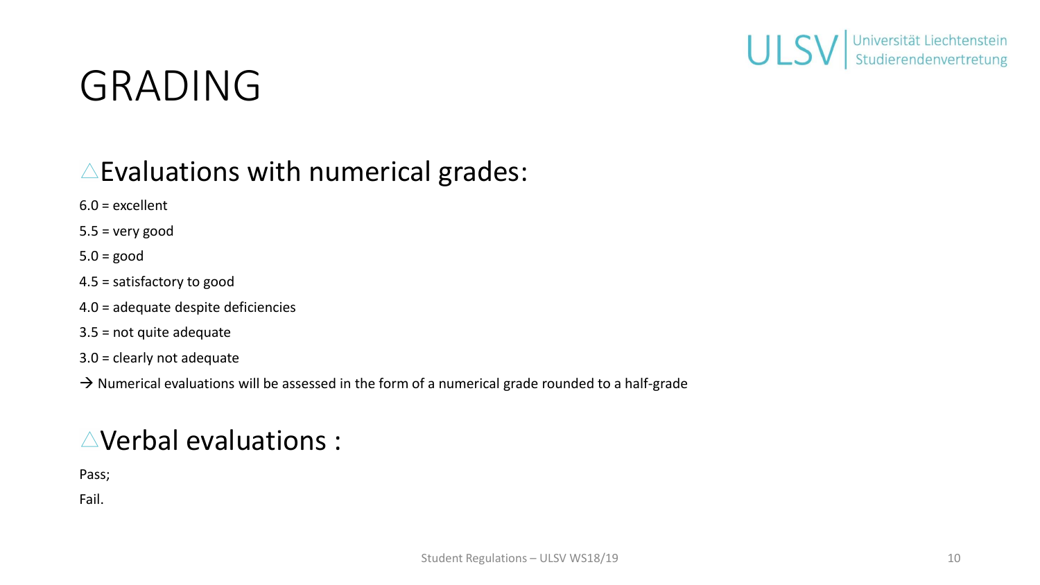# GRADING

## △Evaluations with numerical grades:

6.0 = excellent

5.5 = very good

5.0 = good

4.5 = satisfactory to good

4.0 = adequate despite deficiencies

3.5 = not quite adequate

3.0 = clearly not adequate

→ Numerical evaluations will be assessed in the form of a numerical grade rounded to a half-grade

## △Verbal evaluations :

Pass;

Fail.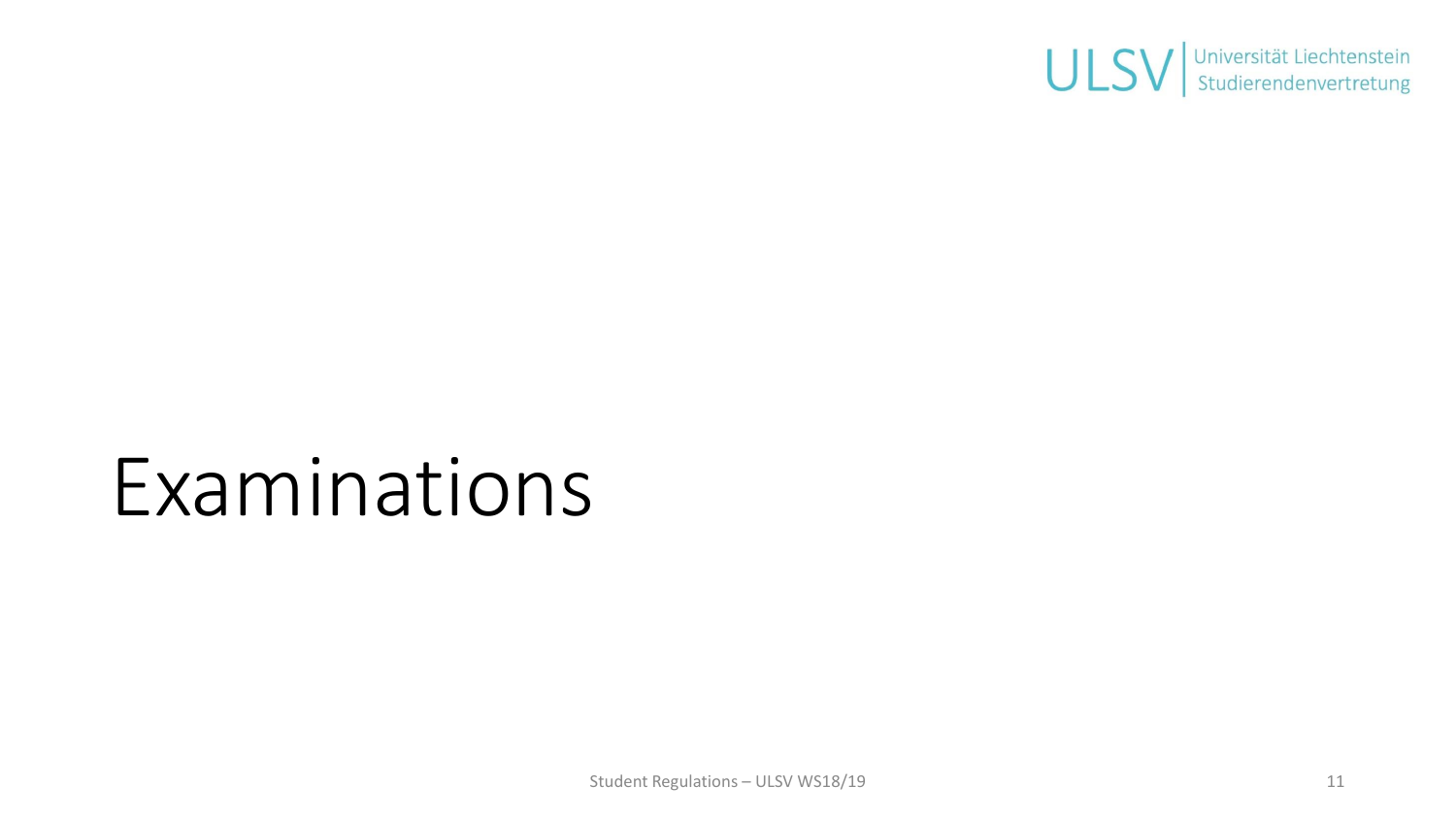# Examinations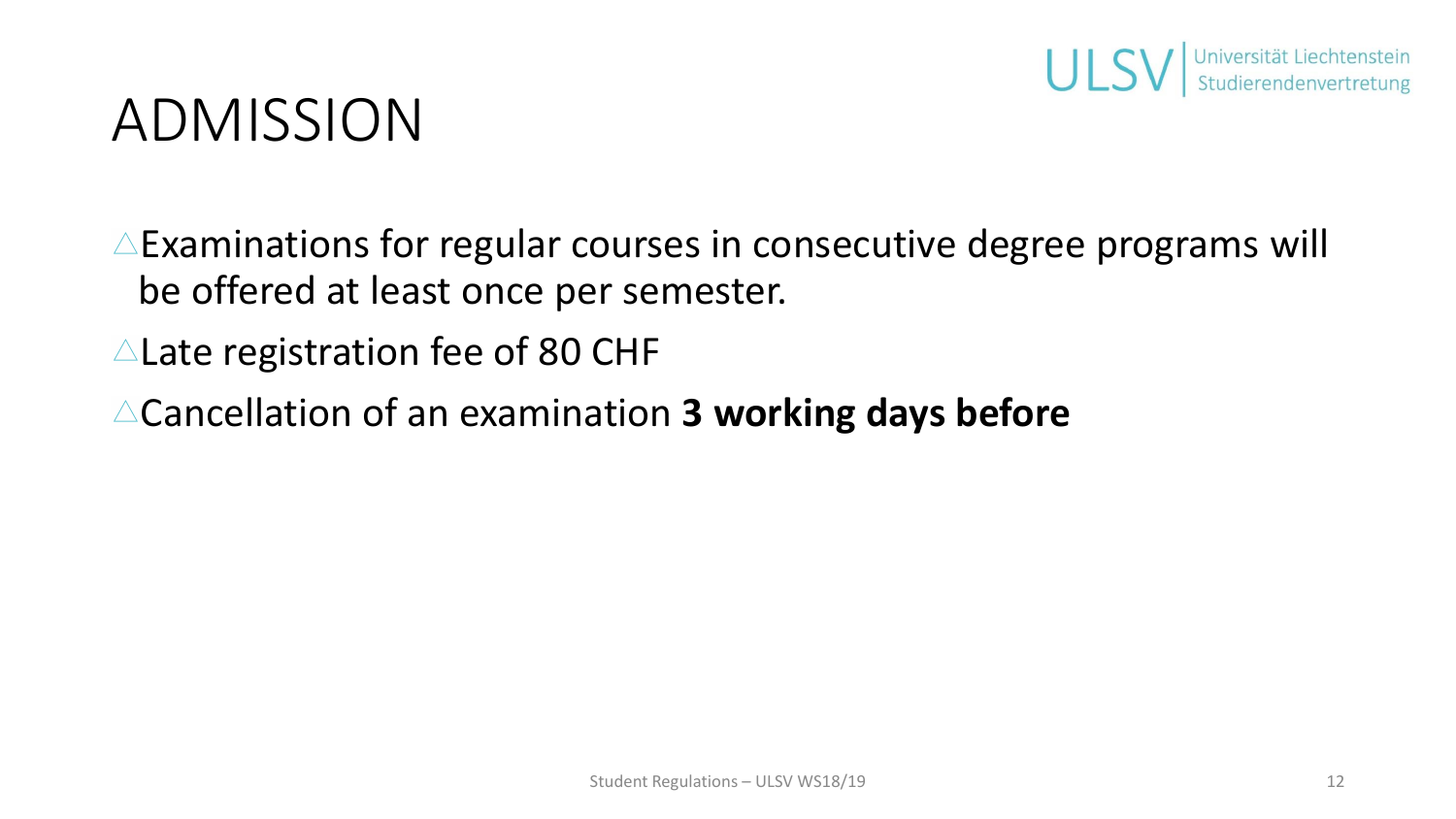# ADMISSION

- Examinations for regular courses in consecutive degree programs will be offered at least once per semester.
- Late registration fee of 80 CHF
- Cancellation of an examination **3 working days before**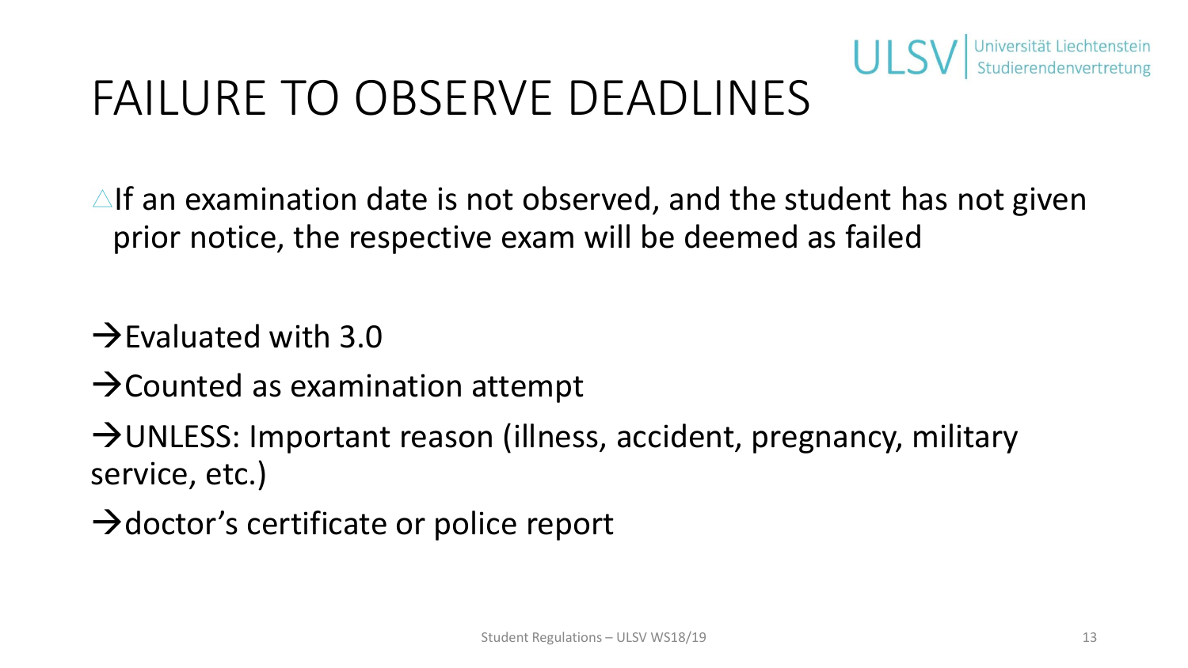# FAILURE TO OBSERVE DEADLINES

- If an examination date is not observed, and the student has not given prior notice, the respective exam will be deemed as failed

→Evaluated with 3.0

→Counted as examination attempt

→UNLESS: Important reason (illness, accident, pregnancy, military service, etc.)

→doctor's certificate or police report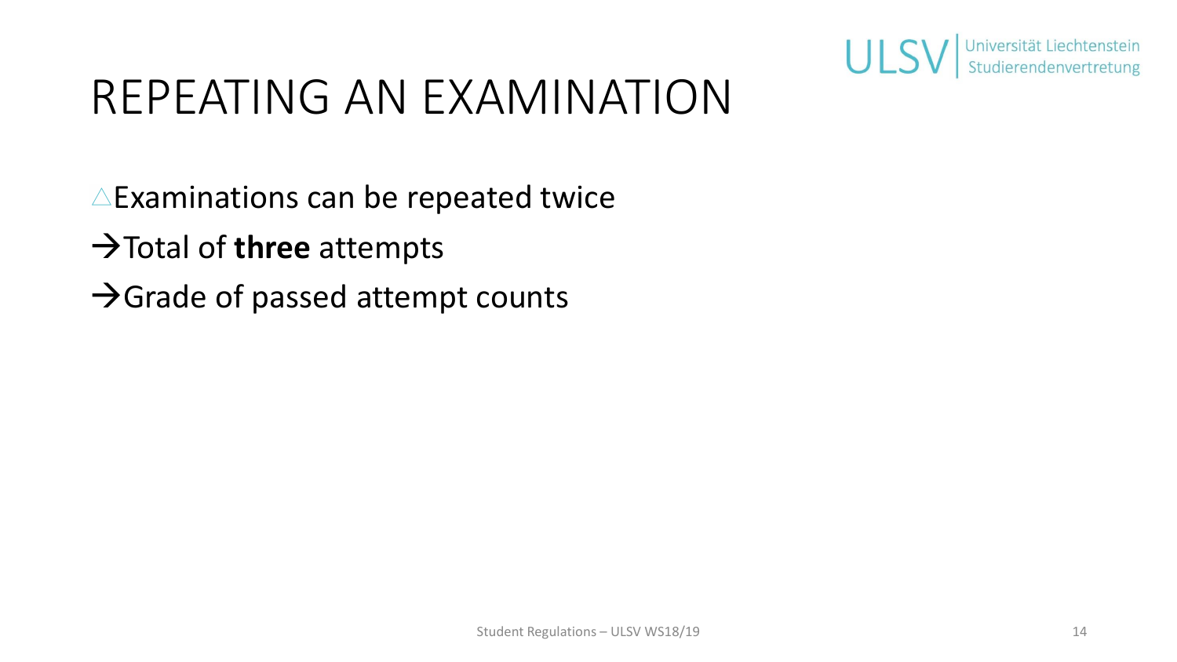# REPEATING AN EXAMINATION

△Examinations can be repeated twice

→Total of **three** attempts

→Grade of passed attempt counts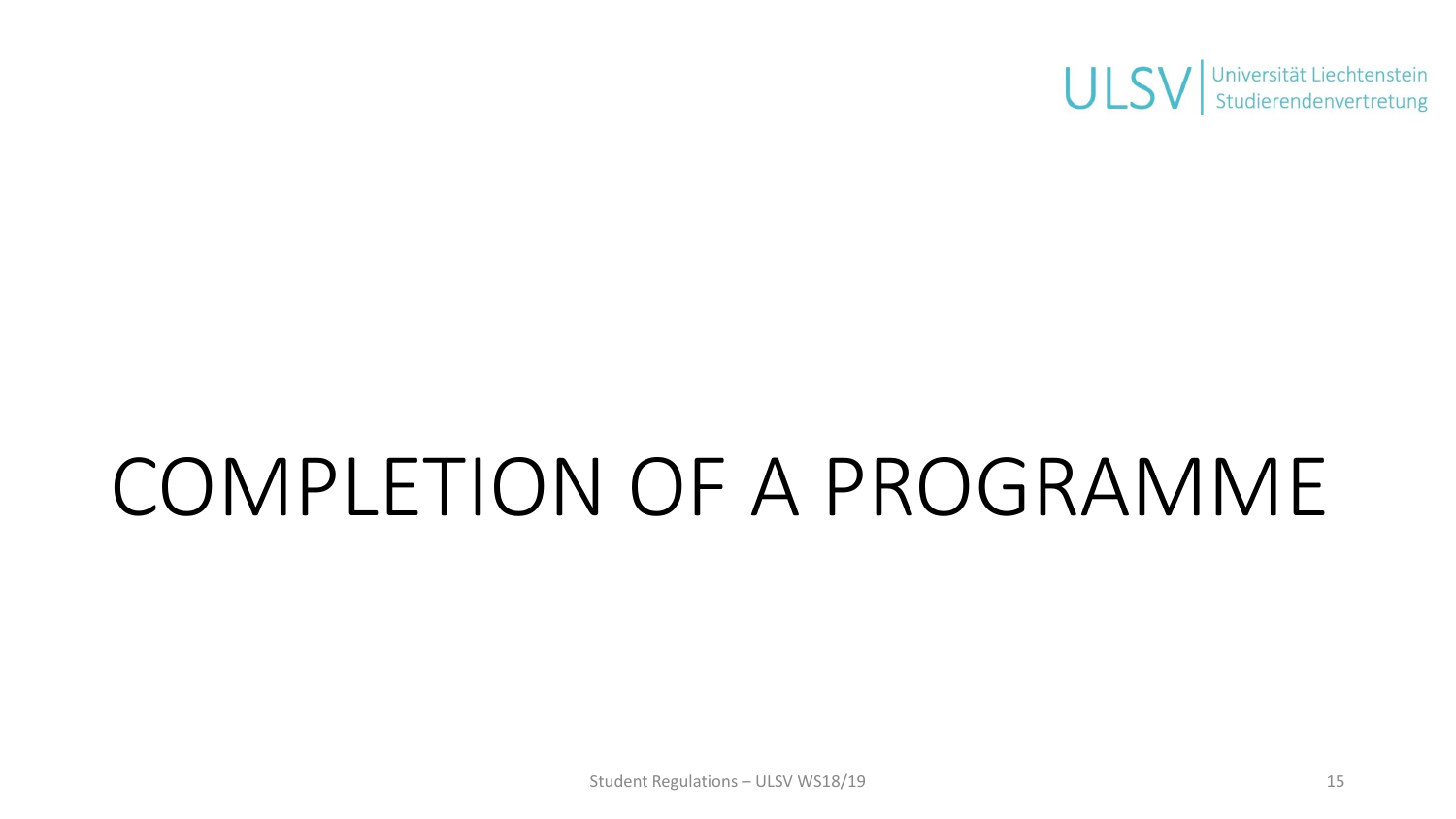# COMPLETION OF A PROGRAMME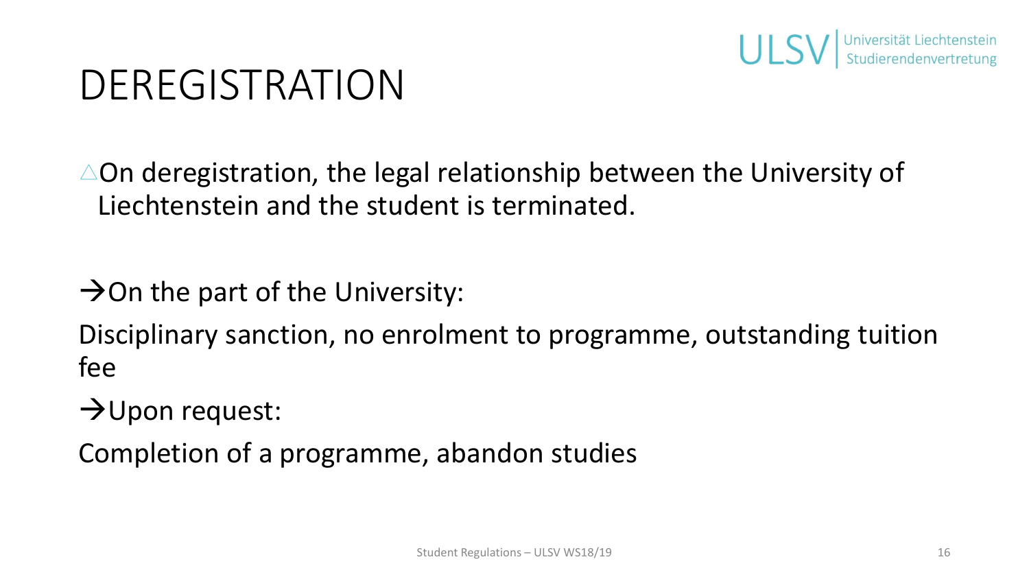# DEREGISTRATION

△On deregistration, the legal relationship between the University of Liechtenstein and the student is terminated.

→On the part of the University:

Disciplinary sanction, no enrolment to programme, outstanding tuition fee

→Upon request:

Completion of a programme, abandon studies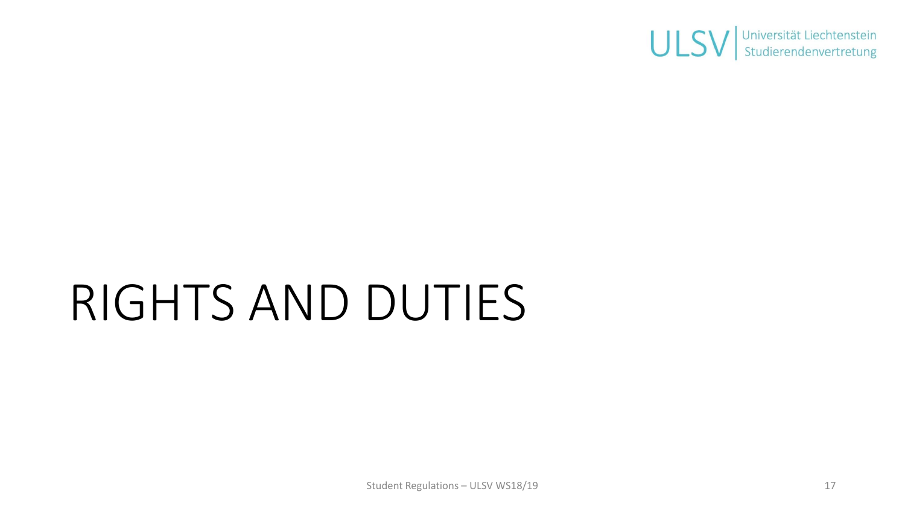# RIGHTS AND DUTIES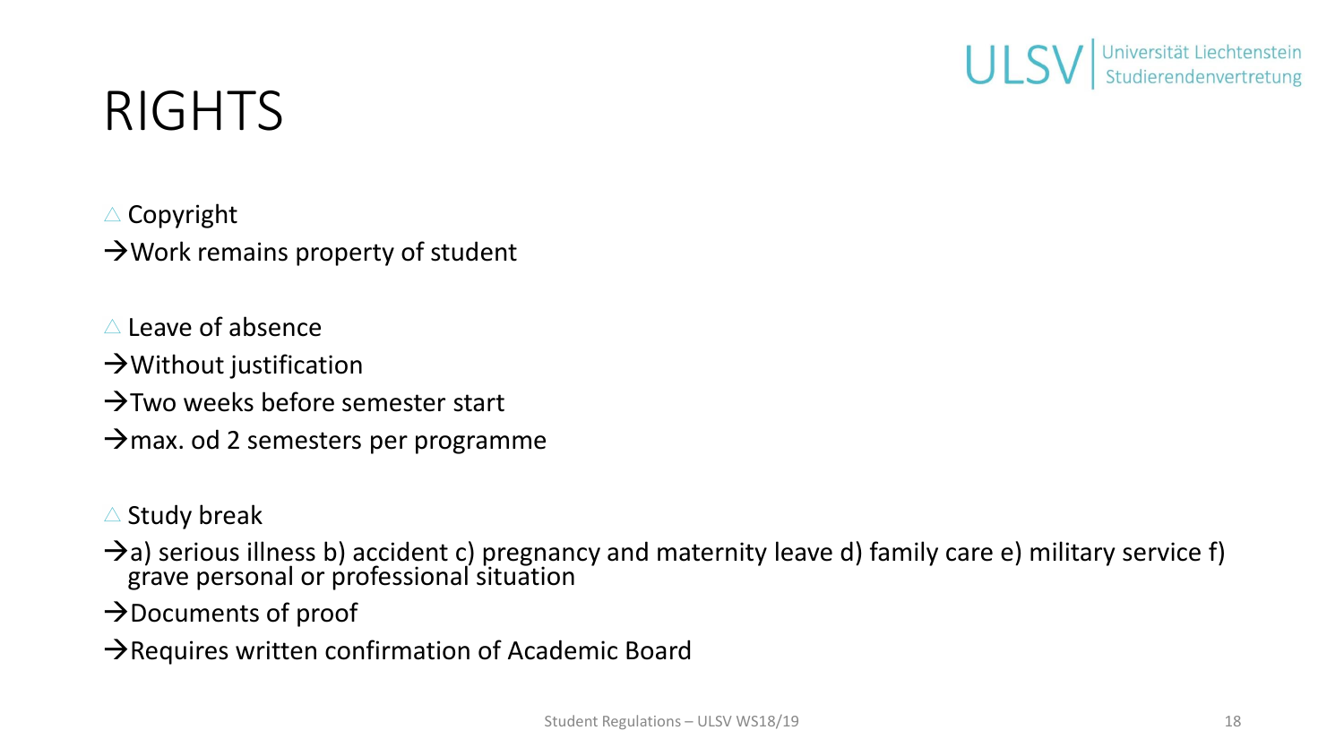# RIGHTS

- Copyright
  - → Work remains property of student

- Leave of absence
  - → Without justification
  - → Two weeks before semester start
  - → max. od 2 semesters per programme

- Study break
  - → a) serious illness b) accident c) pregnancy and maternity leave d) family care e) military service f) grave personal or professional situation
  - → Documents of proof
  - → Requires written confirmation of Academic Board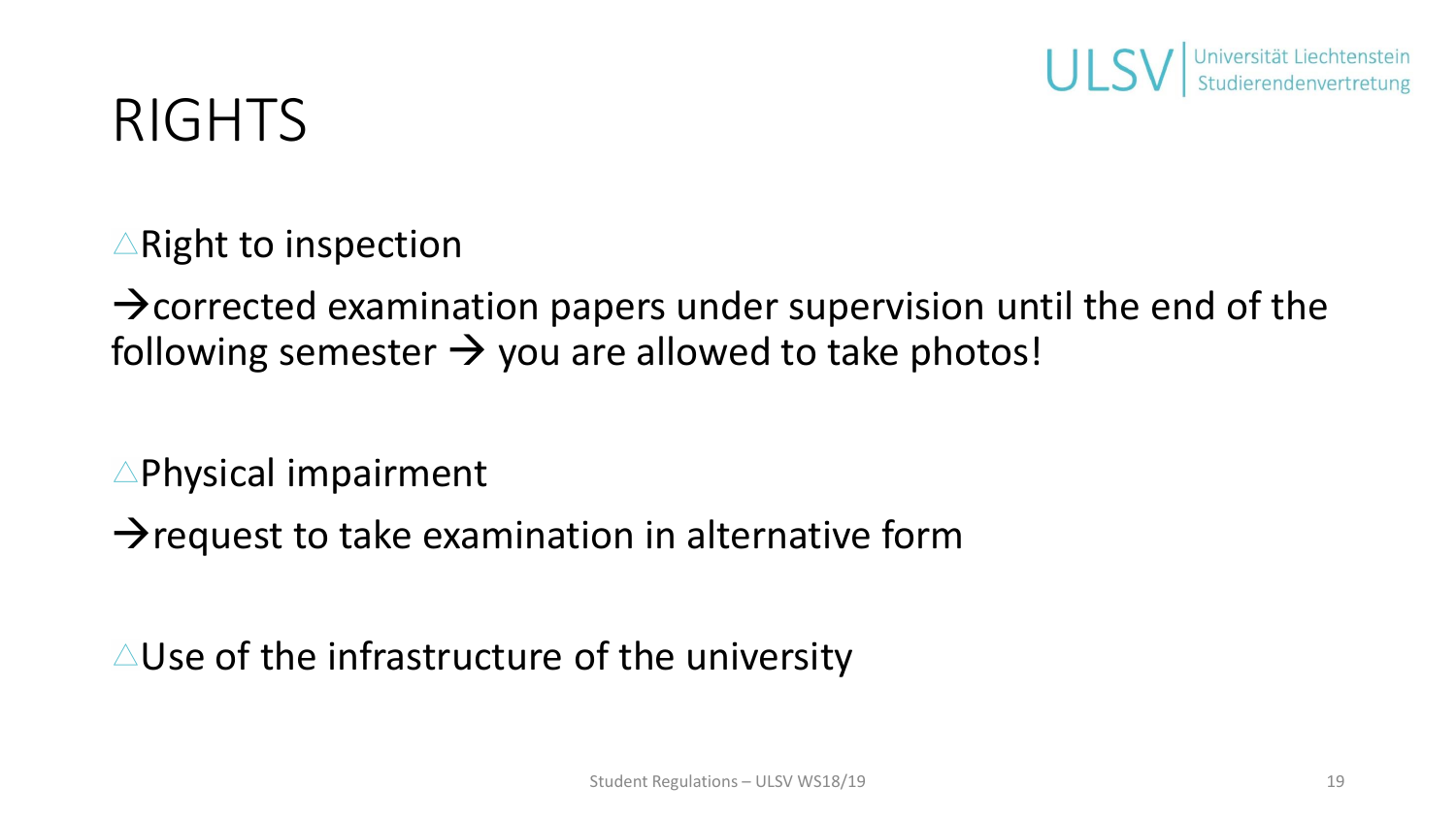# RIGHTS

△Right to inspection

→corrected examination papers under supervision until the end of the following semester → you are allowed to take photos!

△Physical impairment

→request to take examination in alternative form

△Use of the infrastructure of the university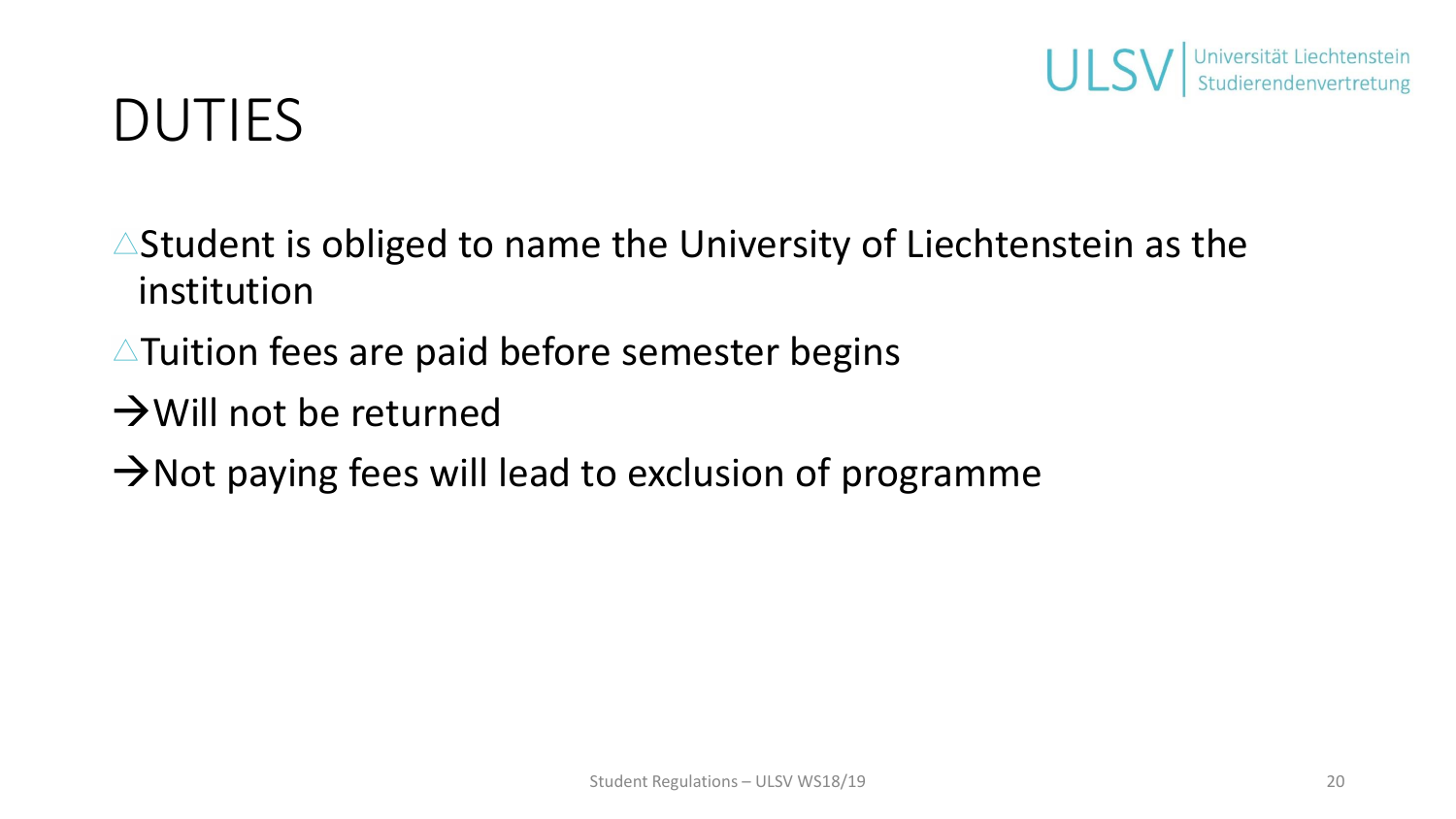# DUTIES

- △Student is obliged to name the University of Liechtenstein as the institution
- △Tuition fees are paid before semester begins
  - →Will not be returned
  - →Not paying fees will lead to exclusion of programme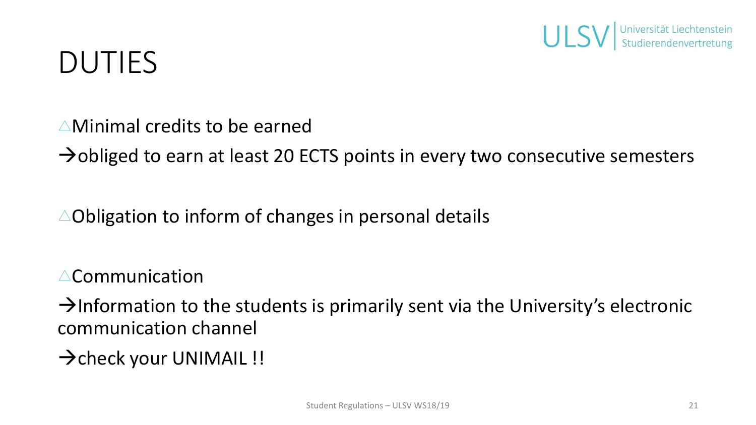# DUTIES

△Minimal credits to be earned

→obliged to earn at least 20 ECTS points in every two consecutive semesters

△Obligation to inform of changes in personal details

△Communication

→Information to the students is primarily sent via the University's electronic communication channel

→check your UNIMAIL !!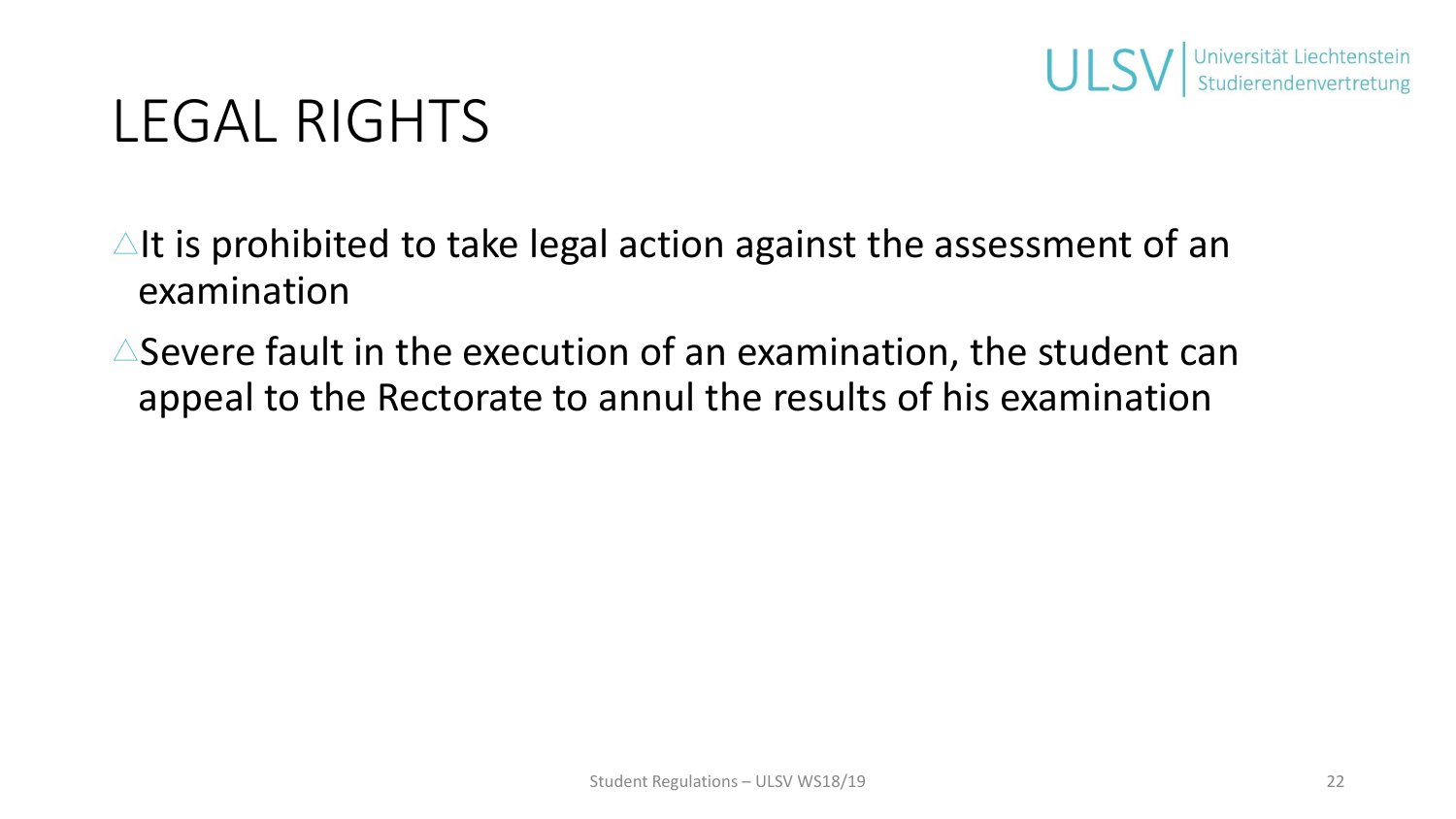# LEGAL RIGHTS

- It is prohibited to take legal action against the assessment of an examination
- Severe fault in the execution of an examination, the student can appeal to the Rectorate to annul the results of his examination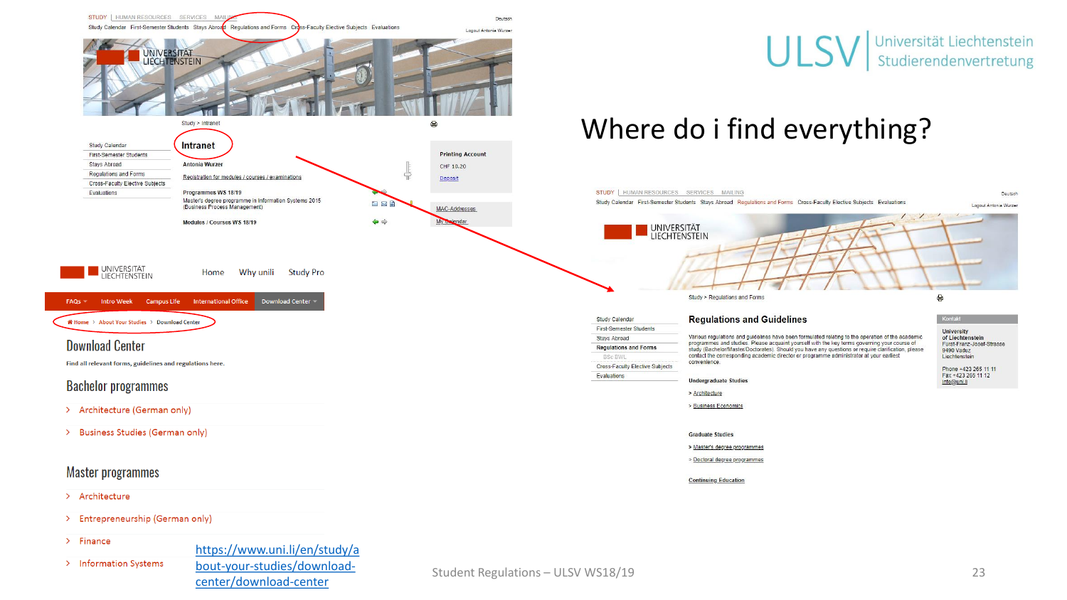ULSV | Universität Liechtenstein Studierendenvertretung

# Where do i find everything?

STUDY | HUMAN RESOURCES SERVICES MAILING

Study Calendar First-Semester Students Stays Abroad Regulations and Forms Cross-Faculty Elective Subjects Evaluations

Study > Intranet

## Intranet

Antonia Wurzer

Registration for modules / courses / examinations

Programmes WS 18/19

Master's degree programme in Information Systems 2015 (Business Process Management)

Modules / Courses WS 18/19

Printing Account

CHF 10.20

Deposit

MAC-Addresses

My Calendar

Home Why unili Study Pro

FAQs Intro Week Campus Life International Office Download Center

Home > About Your Studies > Download Center

## Download Center

Find all relevant forms, guidelines and regulations here.

### Bachelor programmes

- Architecture (German only)
- Business Studies (German only)

### Master programmes

- Architecture
- Entrepreneurship (German only)
- Finance
- Information Systems

https://www.uni.li/en/study/about-your-studies/download-center/download-center

Study > Regulations and Forms

## Regulations and Guidelines

Various regulations and guidelines have been formulated relating to the operation of the academic programmes and studies. Please acquaint yourself with the key terms governing your course of study (Bachelor/Master/Doctorates). Should you have any questions or require clarification, please contact the corresponding academic director or programme administrator at your earliest convenience.

Undergraduate Studies

- > Architecture
- > Business Economics

Graduate Studies

- > Master's degree programmes
- > Doctoral degree programmes

Continuing Education

Kontakt

University of Liechtenstein
Fürst-Franz-Josef-Strasse
9490 Vaduz
Liechtenstein

Phone +423 265 11 11
Fax +423 265 11 12
info@uni.li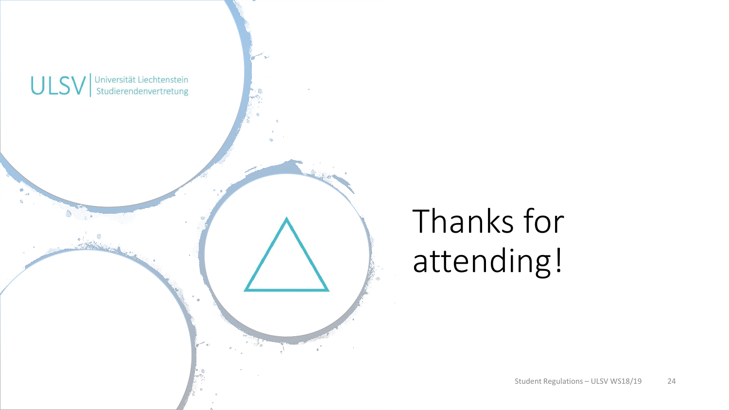ULSV | Universität Liechtenstein Studierendenvertretung

# Thanks for attending!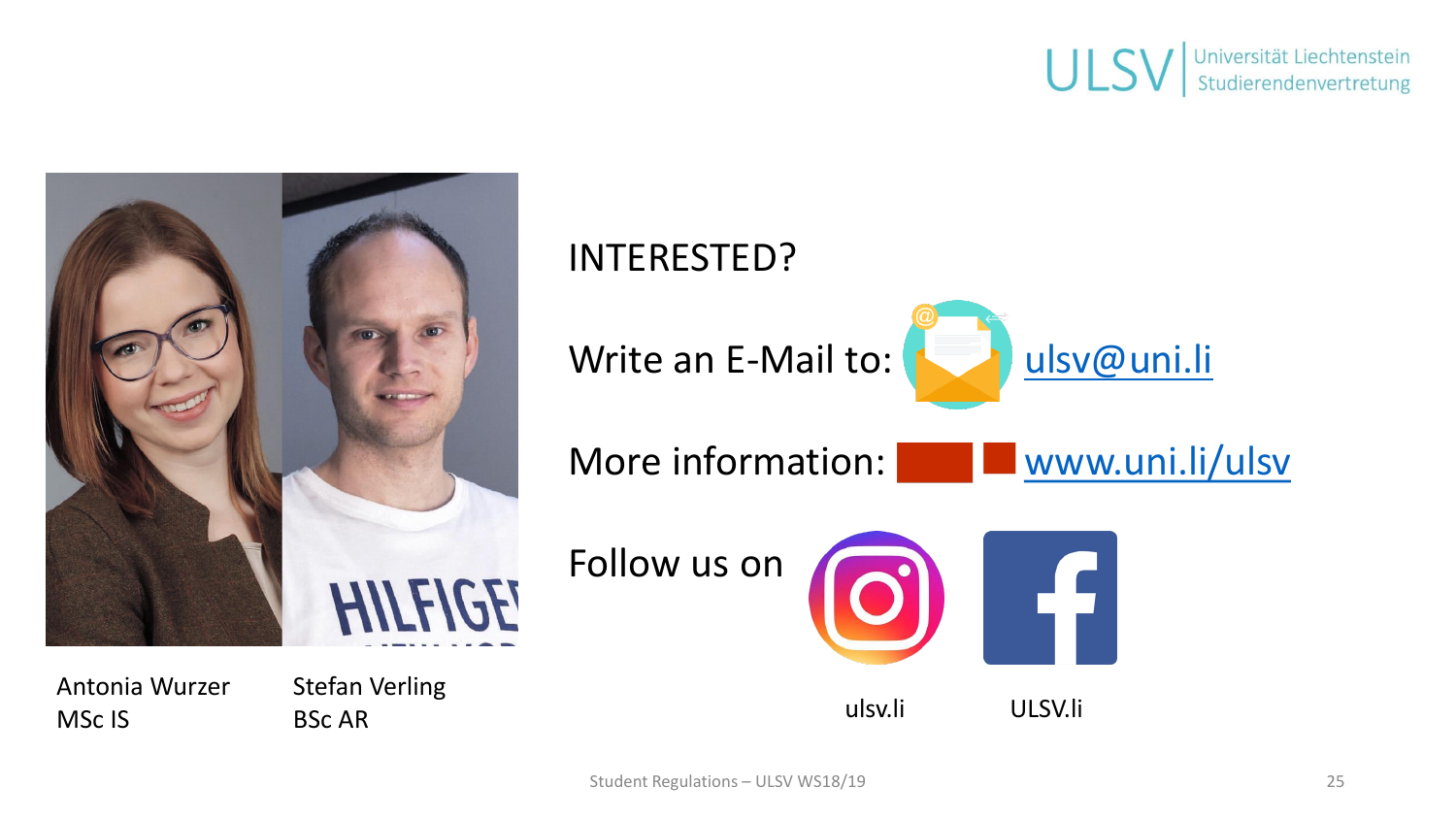ULSV | Universität Liechtenstein Studierendenvertretung

Antonia Wurzer
MSc IS

Stefan Verling
BSc AR

INTERESTED?

Write an E-Mail to: ulsv@uni.li

More information: www.uni.li/ulsv

Follow us on

ulsv.li

ULSV.li